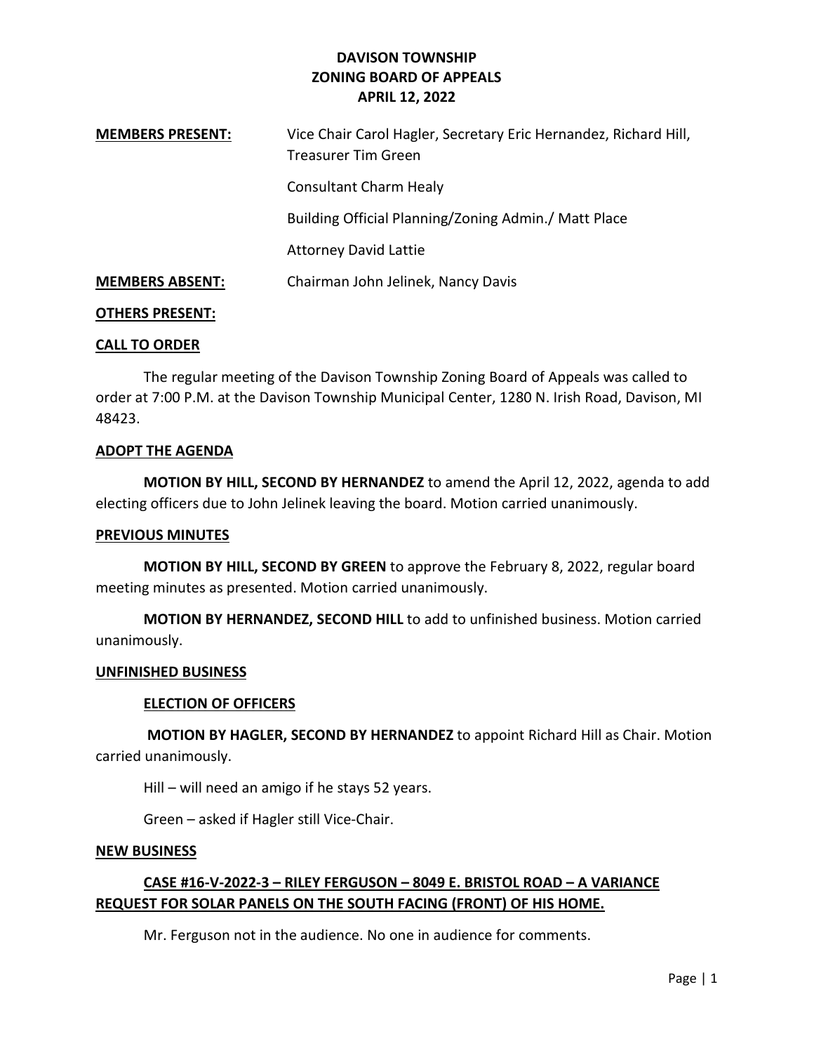**DAVISON TOWNSHIP**
**ZONING BOARD OF APPEALS**
**APRIL 12, 2022**

**MEMBERS PRESENT:** Vice Chair Carol Hagler, Secretary Eric Hernandez, Richard Hill, Treasurer Tim Green

Consultant Charm Healy

Building Official Planning/Zoning Admin./ Matt Place

Attorney David Lattie

**MEMBERS ABSENT:** Chairman John Jelinek, Nancy Davis

**OTHERS PRESENT:**

**CALL TO ORDER**

The regular meeting of the Davison Township Zoning Board of Appeals was called to order at 7:00 P.M. at the Davison Township Municipal Center, 1280 N. Irish Road, Davison, MI 48423.

**ADOPT THE AGENDA**

**MOTION BY HILL, SECOND BY HERNANDEZ** to amend the April 12, 2022, agenda to add electing officers due to John Jelinek leaving the board. Motion carried unanimously.

**PREVIOUS MINUTES**

**MOTION BY HILL, SECOND BY GREEN** to approve the February 8, 2022, regular board meeting minutes as presented. Motion carried unanimously.

**MOTION BY HERNANDEZ, SECOND HILL** to add to unfinished business. Motion carried unanimously.

**UNFINISHED BUSINESS**

**ELECTION OF OFFICERS**

**MOTION BY HAGLER, SECOND BY HERNANDEZ** to appoint Richard Hill as Chair. Motion carried unanimously.

Hill – will need an amigo if he stays 52 years.

Green – asked if Hagler still Vice-Chair.

**NEW BUSINESS**

**CASE #16-V-2022-3 – RILEY FERGUSON – 8049 E. BRISTOL ROAD – A VARIANCE REQUEST FOR SOLAR PANELS ON THE SOUTH FACING (FRONT) OF HIS HOME.**

Mr. Ferguson not in the audience. No one in audience for comments.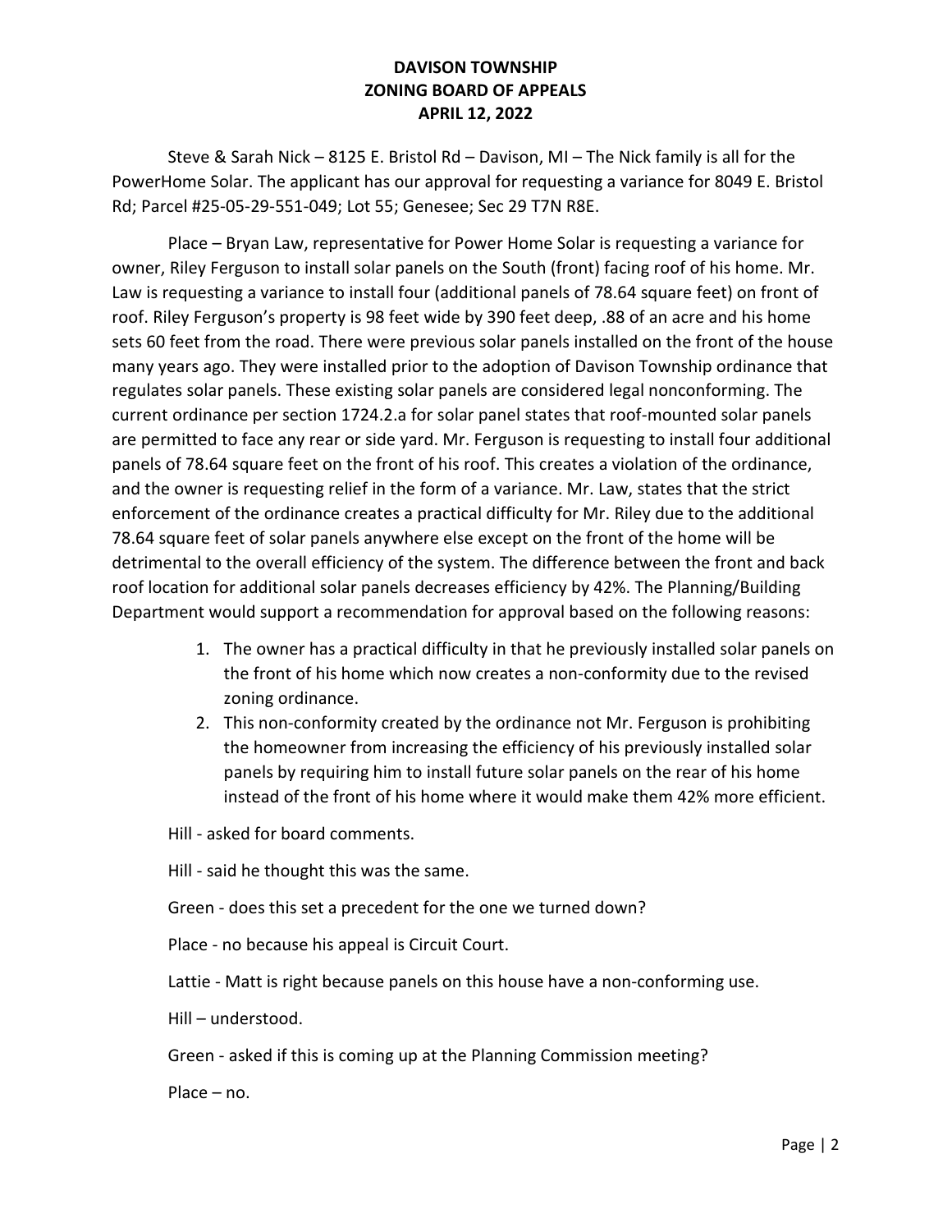**DAVISON TOWNSHIP**
**ZONING BOARD OF APPEALS**
**APRIL 12, 2022**

Steve & Sarah Nick – 8125 E. Bristol Rd – Davison, MI – The Nick family is all for the PowerHome Solar. The applicant has our approval for requesting a variance for 8049 E. Bristol Rd; Parcel #25-05-29-551-049; Lot 55; Genesee; Sec 29 T7N R8E.

Place – Bryan Law, representative for Power Home Solar is requesting a variance for owner, Riley Ferguson to install solar panels on the South (front) facing roof of his home. Mr. Law is requesting a variance to install four (additional panels of 78.64 square feet) on front of roof. Riley Ferguson's property is 98 feet wide by 390 feet deep, .88 of an acre and his home sets 60 feet from the road. There were previous solar panels installed on the front of the house many years ago. They were installed prior to the adoption of Davison Township ordinance that regulates solar panels. These existing solar panels are considered legal nonconforming. The current ordinance per section 1724.2.a for solar panel states that roof-mounted solar panels are permitted to face any rear or side yard. Mr. Ferguson is requesting to install four additional panels of 78.64 square feet on the front of his roof. This creates a violation of the ordinance, and the owner is requesting relief in the form of a variance. Mr. Law, states that the strict enforcement of the ordinance creates a practical difficulty for Mr. Riley due to the additional 78.64 square feet of solar panels anywhere else except on the front of the home will be detrimental to the overall efficiency of the system. The difference between the front and back roof location for additional solar panels decreases efficiency by 42%. The Planning/Building Department would support a recommendation for approval based on the following reasons:

1. The owner has a practical difficulty in that he previously installed solar panels on the front of his home which now creates a non-conformity due to the revised zoning ordinance.
2. This non-conformity created by the ordinance not Mr. Ferguson is prohibiting the homeowner from increasing the efficiency of his previously installed solar panels by requiring him to install future solar panels on the rear of his home instead of the front of his home where it would make them 42% more efficient.

Hill - asked for board comments.

Hill - said he thought this was the same.

Green - does this set a precedent for the one we turned down?

Place - no because his appeal is Circuit Court.

Lattie - Matt is right because panels on this house have a non-conforming use.

Hill – understood.

Green - asked if this is coming up at the Planning Commission meeting?

Place – no.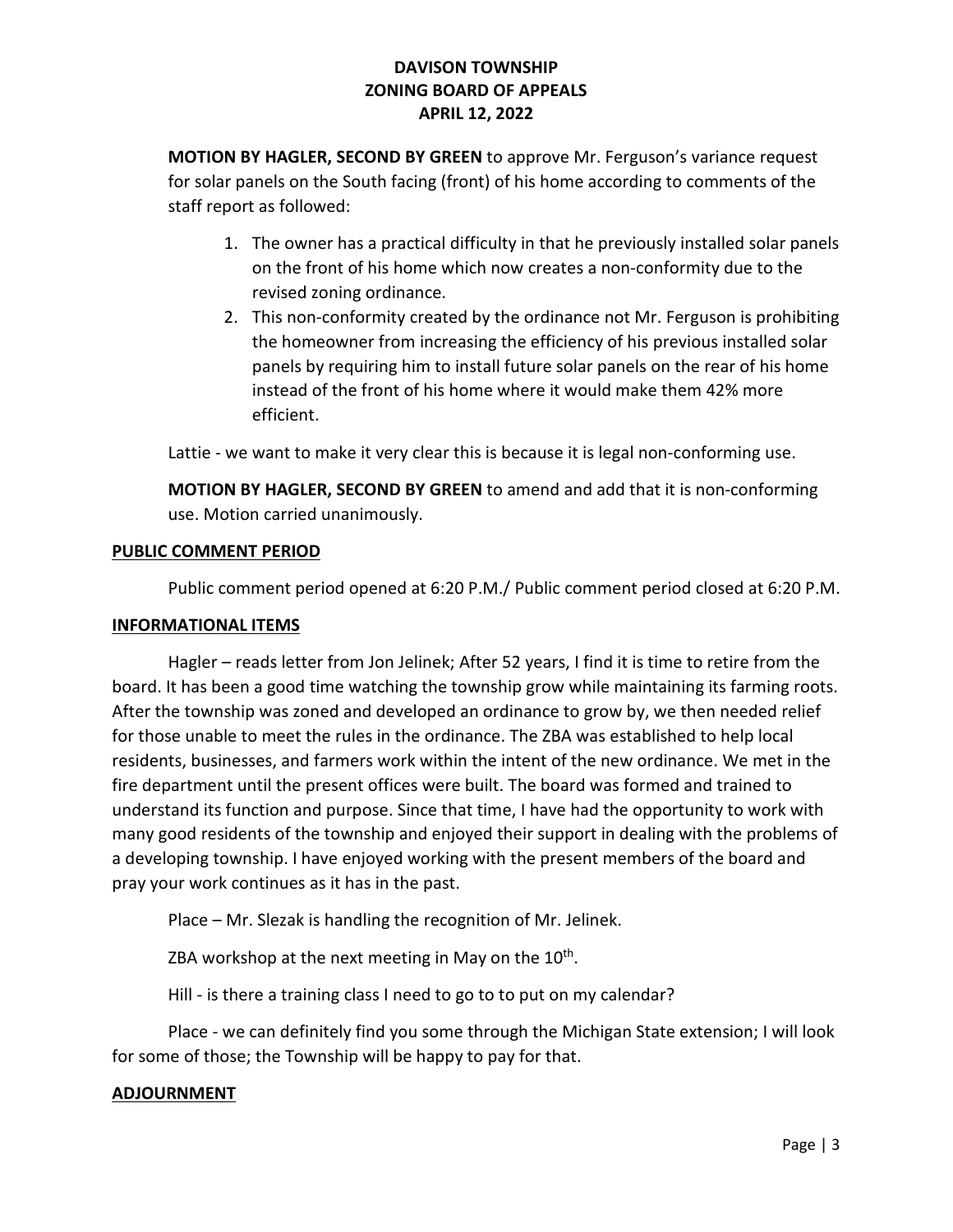**MOTION BY HAGLER, SECOND BY GREEN** to approve Mr. Ferguson's variance request for solar panels on the South facing (front) of his home according to comments of the staff report as followed:

1. The owner has a practical difficulty in that he previously installed solar panels on the front of his home which now creates a non-conformity due to the revised zoning ordinance.
2. This non-conformity created by the ordinance not Mr. Ferguson is prohibiting the homeowner from increasing the efficiency of his previous installed solar panels by requiring him to install future solar panels on the rear of his home instead of the front of his home where it would make them 42% more efficient.

Lattie - we want to make it very clear this is because it is legal non-conforming use.

**MOTION BY HAGLER, SECOND BY GREEN** to amend and add that it is non-conforming use. Motion carried unanimously.

## PUBLIC COMMENT PERIOD

Public comment period opened at 6:20 P.M./ Public comment period closed at 6:20 P.M.

## INFORMATIONAL ITEMS

Hagler – reads letter from Jon Jelinek; After 52 years, I find it is time to retire from the board. It has been a good time watching the township grow while maintaining its farming roots. After the township was zoned and developed an ordinance to grow by, we then needed relief for those unable to meet the rules in the ordinance. The ZBA was established to help local residents, businesses, and farmers work within the intent of the new ordinance. We met in the fire department until the present offices were built. The board was formed and trained to understand its function and purpose. Since that time, I have had the opportunity to work with many good residents of the township and enjoyed their support in dealing with the problems of a developing township. I have enjoyed working with the present members of the board and pray your work continues as it has in the past.

Place – Mr. Slezak is handling the recognition of Mr. Jelinek.

ZBA workshop at the next meeting in May on the 10th.

Hill - is there a training class I need to go to to put on my calendar?

Place - we can definitely find you some through the Michigan State extension; I will look for some of those; the Township will be happy to pay for that.

## ADJOURNMENT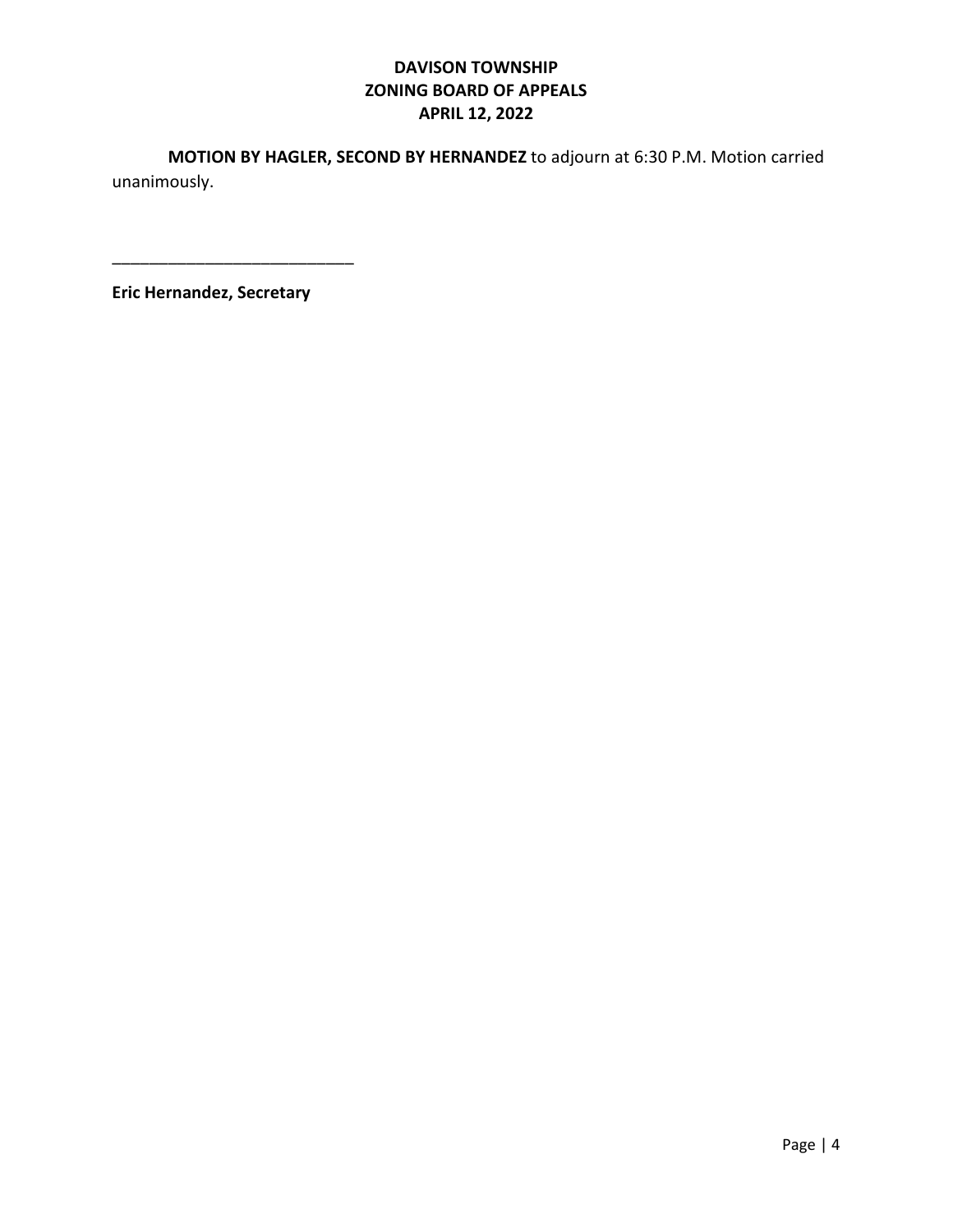**MOTION BY HAGLER, SECOND BY HERNANDEZ** to adjourn at 6:30 P.M. Motion carried unanimously.

___________________________

**Eric Hernandez, Secretary**